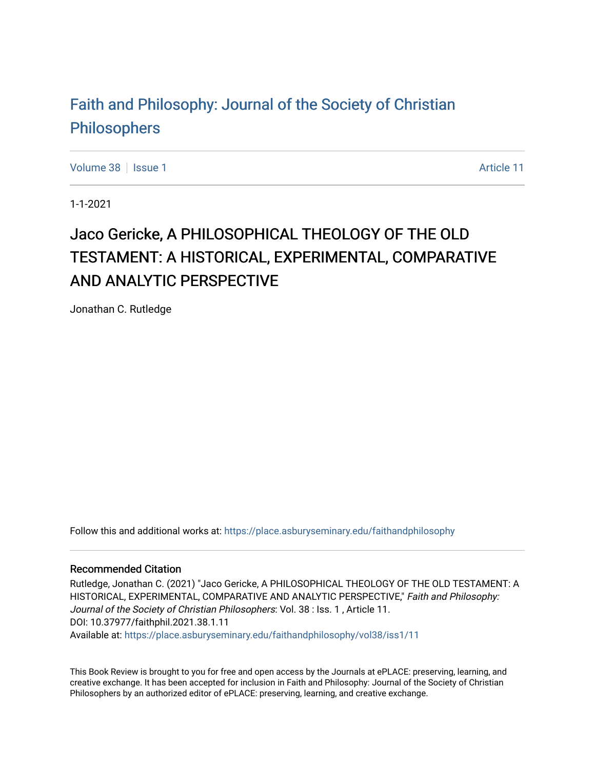# Faith and Philosophy: Journal of the Society of Christian Philosophers

Volume 38 | Issue 1 Article 11

1-1-2021

## Jaco Gericke, A PHILOSOPHICAL THEOLOGY OF THE OLD TESTAMENT: A HISTORICAL, EXPERIMENTAL, COMPARATIVE AND ANALYTIC PERSPECTIVE

Jonathan C. Rutledge

Follow this and additional works at: https://place.asburyseminary.edu/faithandphilosophy

### Recommended Citation

Rutledge, Jonathan C. (2021) "Jaco Gericke, A PHILOSOPHICAL THEOLOGY OF THE OLD TESTAMENT: A HISTORICAL, EXPERIMENTAL, COMPARATIVE AND ANALYTIC PERSPECTIVE," *Faith and Philosophy: Journal of the Society of Christian Philosophers*: Vol. 38 : Iss. 1 , Article 11.
DOI: 10.37977/faithphil.2021.38.1.11
Available at: https://place.asburyseminary.edu/faithandphilosophy/vol38/iss1/11

This Book Review is brought to you for free and open access by the Journals at ePLACE: preserving, learning, and creative exchange. It has been accepted for inclusion in Faith and Philosophy: Journal of the Society of Christian Philosophers by an authorized editor of ePLACE: preserving, learning, and creative exchange.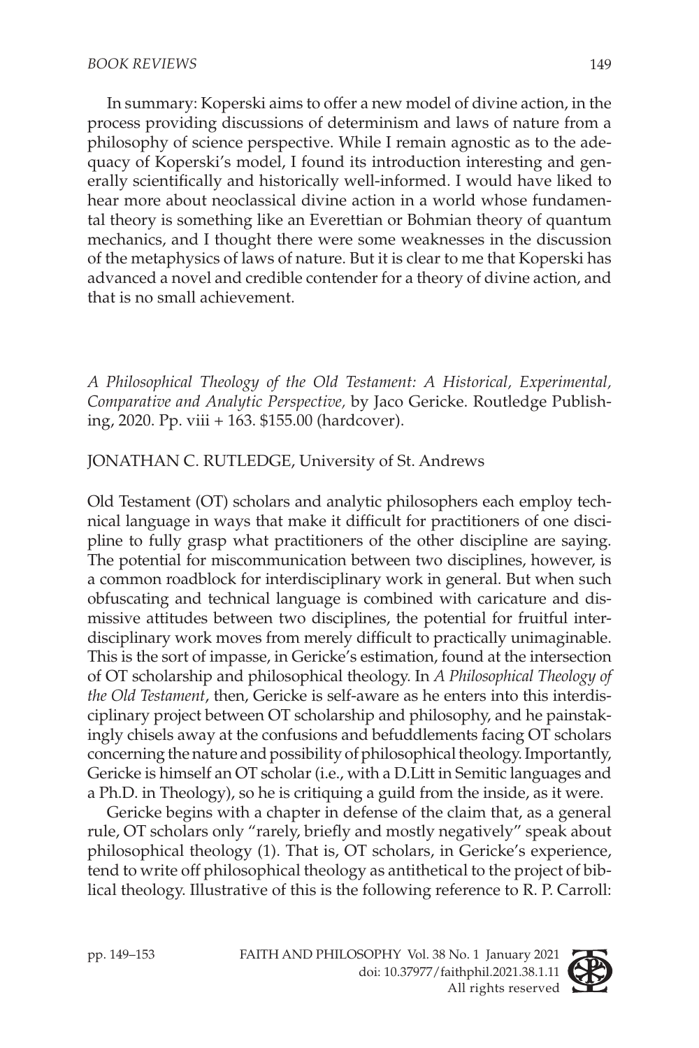In summary: Koperski aims to offer a new model of divine action, in the process providing discussions of determinism and laws of nature from a philosophy of science perspective. While I remain agnostic as to the adequacy of Koperski's model, I found its introduction interesting and generally scientifically and historically well-informed. I would have liked to hear more about neoclassical divine action in a world whose fundamental theory is something like an Everettian or Bohmian theory of quantum mechanics, and I thought there were some weaknesses in the discussion of the metaphysics of laws of nature. But it is clear to me that Koperski has advanced a novel and credible contender for a theory of divine action, and that is no small achievement.

*A Philosophical Theology of the Old Testament: A Historical, Experimental, Comparative and Analytic Perspective,* by Jaco Gericke. Routledge Publishing, 2020. Pp. viii + 163. $155.00 (hardcover).

JONATHAN C. RUTLEDGE, University of St. Andrews

Old Testament (OT) scholars and analytic philosophers each employ technical language in ways that make it difficult for practitioners of one discipline to fully grasp what practitioners of the other discipline are saying. The potential for miscommunication between two disciplines, however, is a common roadblock for interdisciplinary work in general. But when such obfuscating and technical language is combined with caricature and dismissive attitudes between two disciplines, the potential for fruitful interdisciplinary work moves from merely difficult to practically unimaginable. This is the sort of impasse, in Gericke's estimation, found at the intersection of OT scholarship and philosophical theology. In *A Philosophical Theology of the Old Testament*, then, Gericke is self-aware as he enters into this interdisciplinary project between OT scholarship and philosophy, and he painstakingly chisels away at the confusions and befuddlements facing OT scholars concerning the nature and possibility of philosophical theology. Importantly, Gericke is himself an OT scholar (i.e., with a D.Litt in Semitic languages and a Ph.D. in Theology), so he is critiquing a guild from the inside, as it were.

Gericke begins with a chapter in defense of the claim that, as a general rule, OT scholars only "rarely, briefly and mostly negatively" speak about philosophical theology (1). That is, OT scholars, in Gericke's experience, tend to write off philosophical theology as antithetical to the project of biblical theology. Illustrative of this is the following reference to R. P. Carroll: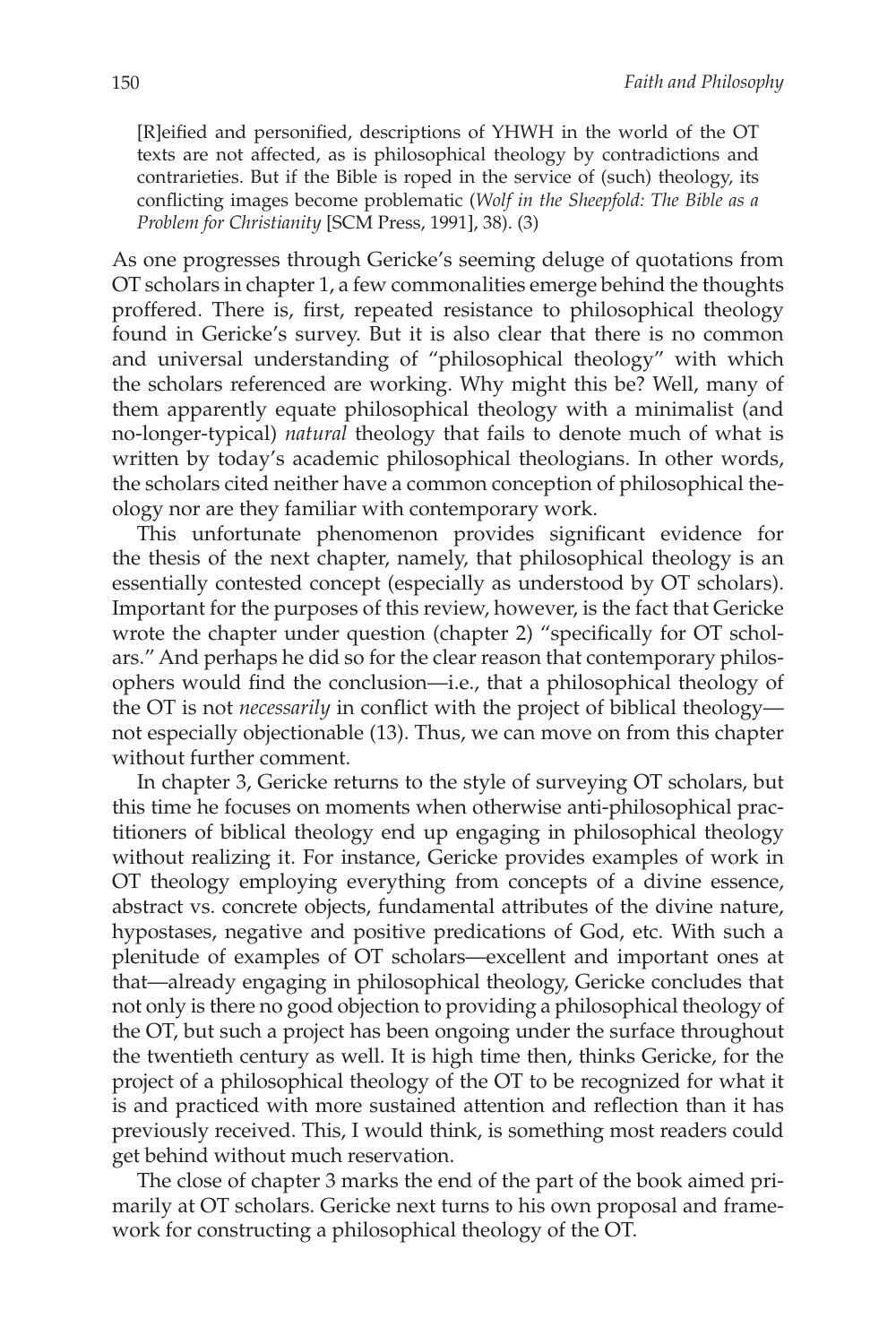> [R]eified and personified, descriptions of YHWH in the world of the OT texts are not affected, as is philosophical theology by contradictions and contrarieties. But if the Bible is roped in the service of (such) theology, its conflicting images become problematic (*Wolf in the Sheepfold: The Bible as a Problem for Christianity* [SCM Press, 1991], 38). (3)

As one progresses through Gericke's seeming deluge of quotations from OT scholars in chapter 1, a few commonalities emerge behind the thoughts proffered. There is, first, repeated resistance to philosophical theology found in Gericke's survey. But it is also clear that there is no common and universal understanding of "philosophical theology" with which the scholars referenced are working. Why might this be? Well, many of them apparently equate philosophical theology with a minimalist (and no-longer-typical) *natural* theology that fails to denote much of what is written by today's academic philosophical theologians. In other words, the scholars cited neither have a common conception of philosophical theology nor are they familiar with contemporary work.

This unfortunate phenomenon provides significant evidence for the thesis of the next chapter, namely, that philosophical theology is an essentially contested concept (especially as understood by OT scholars). Important for the purposes of this review, however, is the fact that Gericke wrote the chapter under question (chapter 2) "specifically for OT scholars." And perhaps he did so for the clear reason that contemporary philosophers would find the conclusion—i.e., that a philosophical theology of the OT is not *necessarily* in conflict with the project of biblical theology—not especially objectionable (13). Thus, we can move on from this chapter without further comment.

In chapter 3, Gericke returns to the style of surveying OT scholars, but this time he focuses on moments when otherwise anti-philosophical practitioners of biblical theology end up engaging in philosophical theology without realizing it. For instance, Gericke provides examples of work in OT theology employing everything from concepts of a divine essence, abstract vs. concrete objects, fundamental attributes of the divine nature, hypostases, negative and positive predications of God, etc. With such a plenitude of examples of OT scholars—excellent and important ones at that—already engaging in philosophical theology, Gericke concludes that not only is there no good objection to providing a philosophical theology of the OT, but such a project has been ongoing under the surface throughout the twentieth century as well. It is high time then, thinks Gericke, for the project of a philosophical theology of the OT to be recognized for what it is and practiced with more sustained attention and reflection than it has previously received. This, I would think, is something most readers could get behind without much reservation.

The close of chapter 3 marks the end of the part of the book aimed primarily at OT scholars. Gericke next turns to his own proposal and framework for constructing a philosophical theology of the OT.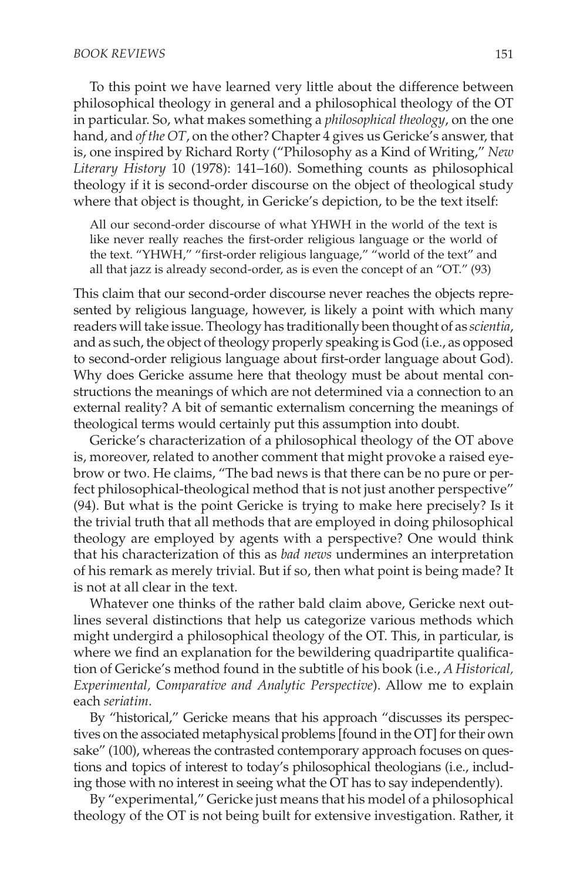To this point we have learned very little about the difference between philosophical theology in general and a philosophical theology of the OT in particular. So, what makes something a *philosophical theology*, on the one hand, and *of the OT*, on the other? Chapter 4 gives us Gericke's answer, that is, one inspired by Richard Rorty ("Philosophy as a Kind of Writing," *New Literary History* 10 (1978): 141–160). Something counts as philosophical theology if it is second-order discourse on the object of theological study where that object is thought, in Gericke's depiction, to be the text itself:

> All our second-order discourse of what YHWH in the world of the text is like never really reaches the first-order religious language or the world of the text. "YHWH," "first-order religious language," "world of the text" and all that jazz is already second-order, as is even the concept of an "OT." (93)

This claim that our second-order discourse never reaches the objects represented by religious language, however, is likely a point with which many readers will take issue. Theology has traditionally been thought of as *scientia*, and as such, the object of theology properly speaking is God (i.e., as opposed to second-order religious language about first-order language about God). Why does Gericke assume here that theology must be about mental constructions the meanings of which are not determined via a connection to an external reality? A bit of semantic externalism concerning the meanings of theological terms would certainly put this assumption into doubt.

Gericke's characterization of a philosophical theology of the OT above is, moreover, related to another comment that might provoke a raised eyebrow or two. He claims, "The bad news is that there can be no pure or perfect philosophical-theological method that is not just another perspective" (94). But what is the point Gericke is trying to make here precisely? Is it the trivial truth that all methods that are employed in doing philosophical theology are employed by agents with a perspective? One would think that his characterization of this as *bad news* undermines an interpretation of his remark as merely trivial. But if so, then what point is being made? It is not at all clear in the text.

Whatever one thinks of the rather bald claim above, Gericke next outlines several distinctions that help us categorize various methods which might undergird a philosophical theology of the OT. This, in particular, is where we find an explanation for the bewildering quadripartite qualification of Gericke's method found in the subtitle of his book (i.e., *A Historical, Experimental, Comparative and Analytic Perspective*). Allow me to explain each *seriatim*.

By "historical," Gericke means that his approach "discusses its perspectives on the associated metaphysical problems [found in the OT] for their own sake" (100), whereas the contrasted contemporary approach focuses on questions and topics of interest to today's philosophical theologians (i.e., including those with no interest in seeing what the OT has to say independently).

By "experimental," Gericke just means that his model of a philosophical theology of the OT is not being built for extensive investigation. Rather, it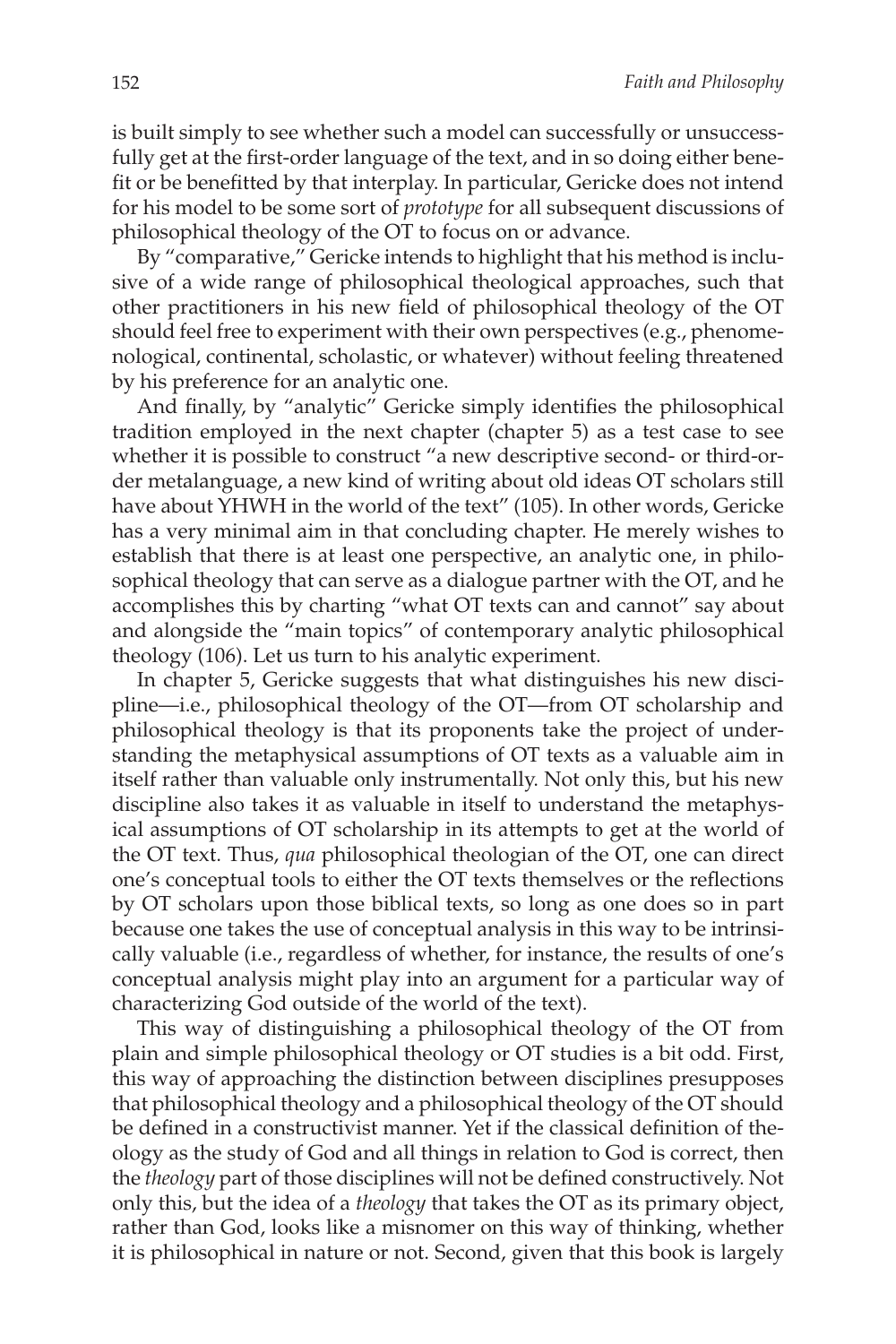is built simply to see whether such a model can successfully or unsuccessfully get at the first-order language of the text, and in so doing either benefit or be benefitted by that interplay. In particular, Gericke does not intend for his model to be some sort of *prototype* for all subsequent discussions of philosophical theology of the OT to focus on or advance.

By "comparative," Gericke intends to highlight that his method is inclusive of a wide range of philosophical theological approaches, such that other practitioners in his new field of philosophical theology of the OT should feel free to experiment with their own perspectives (e.g., phenomenological, continental, scholastic, or whatever) without feeling threatened by his preference for an analytic one.

And finally, by "analytic" Gericke simply identifies the philosophical tradition employed in the next chapter (chapter 5) as a test case to see whether it is possible to construct "a new descriptive second- or third-order metalanguage, a new kind of writing about old ideas OT scholars still have about YHWH in the world of the text" (105). In other words, Gericke has a very minimal aim in that concluding chapter. He merely wishes to establish that there is at least one perspective, an analytic one, in philosophical theology that can serve as a dialogue partner with the OT, and he accomplishes this by charting "what OT texts can and cannot" say about and alongside the "main topics" of contemporary analytic philosophical theology (106). Let us turn to his analytic experiment.

In chapter 5, Gericke suggests that what distinguishes his new discipline—i.e., philosophical theology of the OT—from OT scholarship and philosophical theology is that its proponents take the project of understanding the metaphysical assumptions of OT texts as a valuable aim in itself rather than valuable only instrumentally. Not only this, but his new discipline also takes it as valuable in itself to understand the metaphysical assumptions of OT scholarship in its attempts to get at the world of the OT text. Thus, *qua* philosophical theologian of the OT, one can direct one's conceptual tools to either the OT texts themselves or the reflections by OT scholars upon those biblical texts, so long as one does so in part because one takes the use of conceptual analysis in this way to be intrinsically valuable (i.e., regardless of whether, for instance, the results of one's conceptual analysis might play into an argument for a particular way of characterizing God outside of the world of the text).

This way of distinguishing a philosophical theology of the OT from plain and simple philosophical theology or OT studies is a bit odd. First, this way of approaching the distinction between disciplines presupposes that philosophical theology and a philosophical theology of the OT should be defined in a constructivist manner. Yet if the classical definition of theology as the study of God and all things in relation to God is correct, then the *theology* part of those disciplines will not be defined constructively. Not only this, but the idea of a *theology* that takes the OT as its primary object, rather than God, looks like a misnomer on this way of thinking, whether it is philosophical in nature or not. Second, given that this book is largely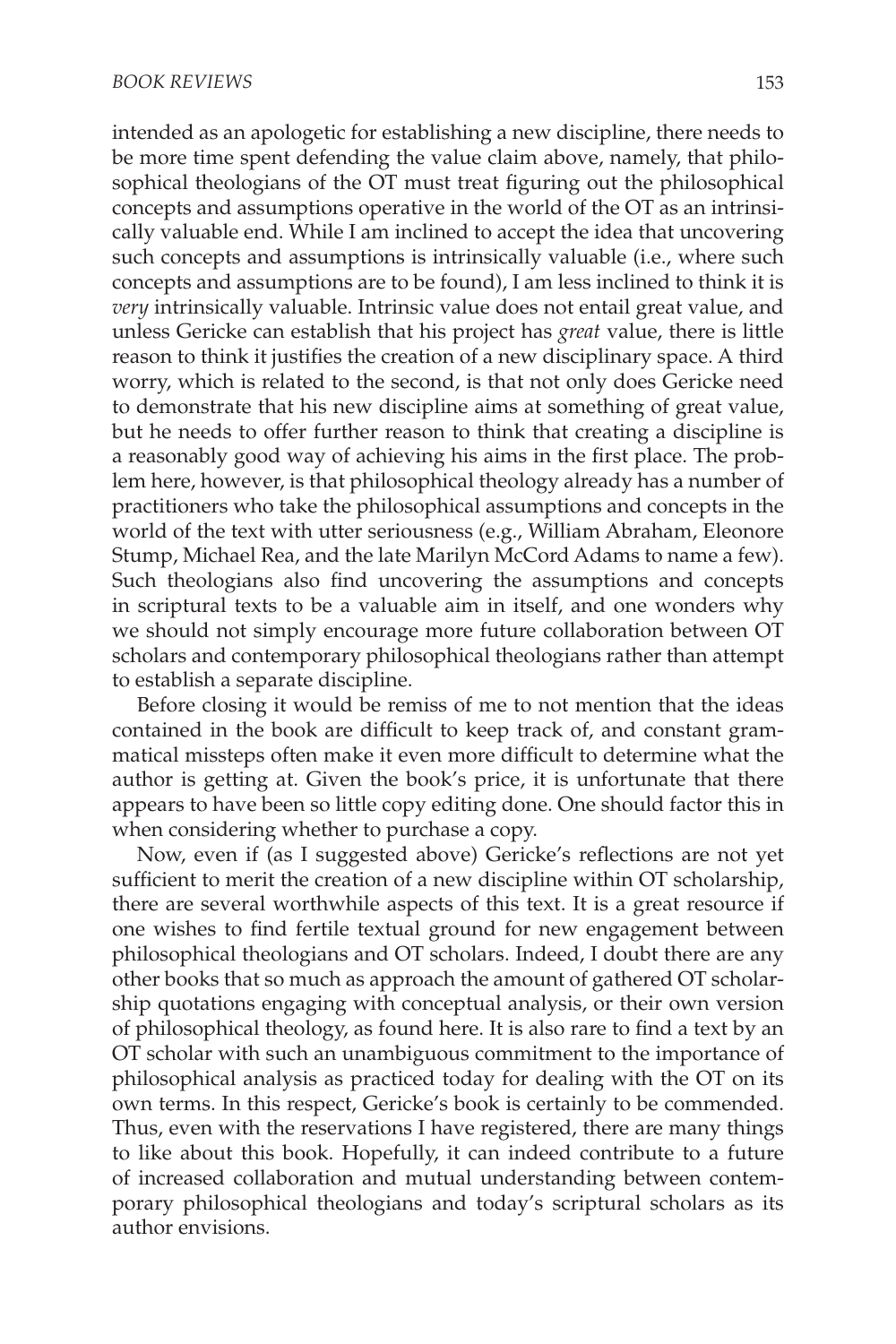intended as an apologetic for establishing a new discipline, there needs to be more time spent defending the value claim above, namely, that philosophical theologians of the OT must treat figuring out the philosophical concepts and assumptions operative in the world of the OT as an intrinsically valuable end. While I am inclined to accept the idea that uncovering such concepts and assumptions is intrinsically valuable (i.e., where such concepts and assumptions are to be found), I am less inclined to think it is *very* intrinsically valuable. Intrinsic value does not entail great value, and unless Gericke can establish that his project has *great* value, there is little reason to think it justifies the creation of a new disciplinary space. A third worry, which is related to the second, is that not only does Gericke need to demonstrate that his new discipline aims at something of great value, but he needs to offer further reason to think that creating a discipline is a reasonably good way of achieving his aims in the first place. The problem here, however, is that philosophical theology already has a number of practitioners who take the philosophical assumptions and concepts in the world of the text with utter seriousness (e.g., William Abraham, Eleonore Stump, Michael Rea, and the late Marilyn McCord Adams to name a few). Such theologians also find uncovering the assumptions and concepts in scriptural texts to be a valuable aim in itself, and one wonders why we should not simply encourage more future collaboration between OT scholars and contemporary philosophical theologians rather than attempt to establish a separate discipline.

Before closing it would be remiss of me to not mention that the ideas contained in the book are difficult to keep track of, and constant grammatical missteps often make it even more difficult to determine what the author is getting at. Given the book's price, it is unfortunate that there appears to have been so little copy editing done. One should factor this in when considering whether to purchase a copy.

Now, even if (as I suggested above) Gericke's reflections are not yet sufficient to merit the creation of a new discipline within OT scholarship, there are several worthwhile aspects of this text. It is a great resource if one wishes to find fertile textual ground for new engagement between philosophical theologians and OT scholars. Indeed, I doubt there are any other books that so much as approach the amount of gathered OT scholarship quotations engaging with conceptual analysis, or their own version of philosophical theology, as found here. It is also rare to find a text by an OT scholar with such an unambiguous commitment to the importance of philosophical analysis as practiced today for dealing with the OT on its own terms. In this respect, Gericke's book is certainly to be commended. Thus, even with the reservations I have registered, there are many things to like about this book. Hopefully, it can indeed contribute to a future of increased collaboration and mutual understanding between contemporary philosophical theologians and today's scriptural scholars as its author envisions.